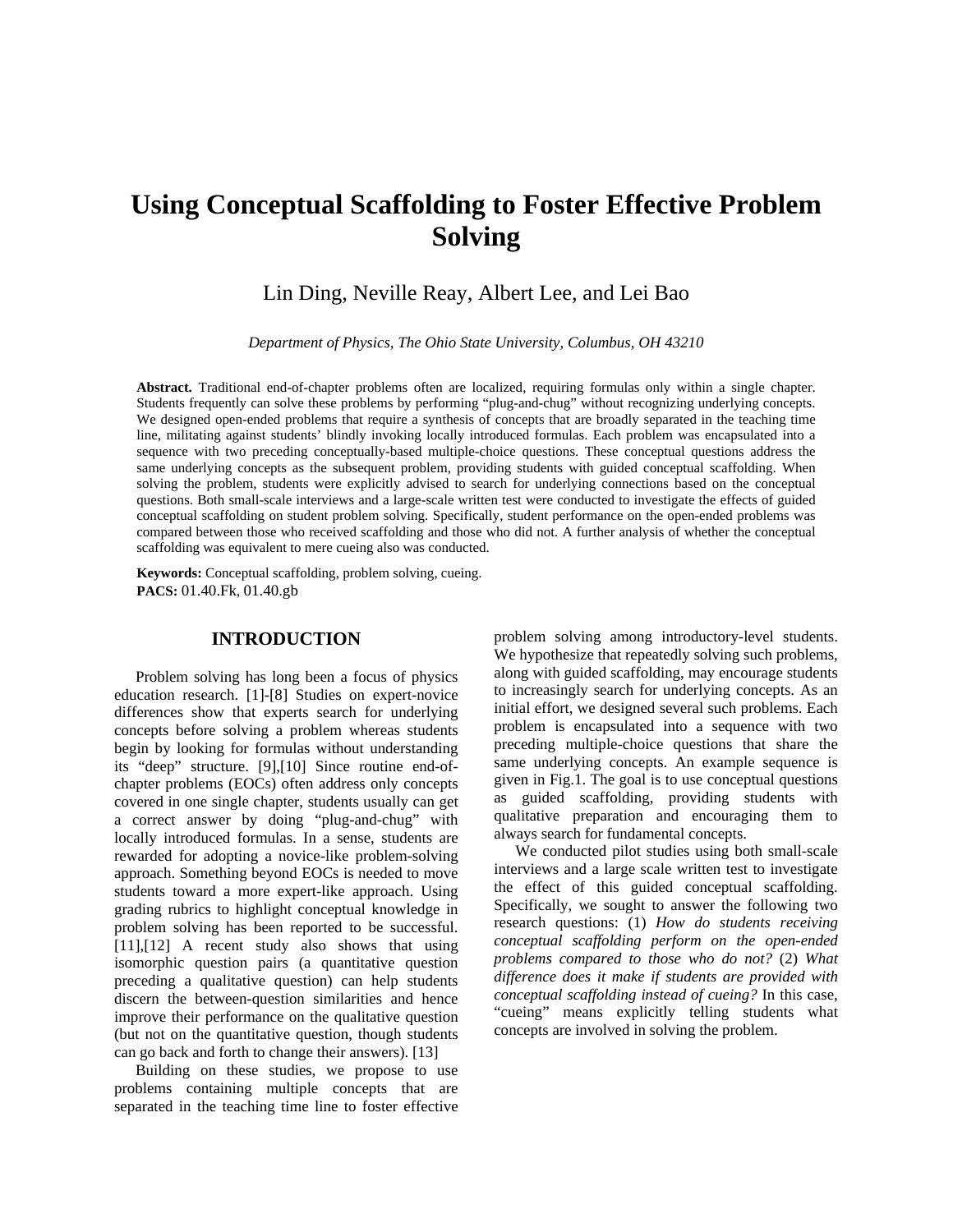# Using Conceptual Scaffolding to Foster Effective Problem Solving

Lin Ding, Neville Reay, Albert Lee, and Lei Bao

*Department of Physics, The Ohio State University, Columbus, OH 43210*

**Abstract.** Traditional end-of-chapter problems often are localized, requiring formulas only within a single chapter. Students frequently can solve these problems by performing "plug-and-chug" without recognizing underlying concepts. We designed open-ended problems that require a synthesis of concepts that are broadly separated in the teaching time line, militating against students' blindly invoking locally introduced formulas. Each problem was encapsulated into a sequence with two preceding conceptually-based multiple-choice questions. These conceptual questions address the same underlying concepts as the subsequent problem, providing students with guided conceptual scaffolding. When solving the problem, students were explicitly advised to search for underlying connections based on the conceptual questions. Both small-scale interviews and a large-scale written test were conducted to investigate the effects of guided conceptual scaffolding on student problem solving. Specifically, student performance on the open-ended problems was compared between those who received scaffolding and those who did not. A further analysis of whether the conceptual scaffolding was equivalent to mere cueing also was conducted.

**Keywords:** Conceptual scaffolding, problem solving, cueing.
**PACS:** 01.40.Fk, 01.40.gb

## INTRODUCTION

Problem solving has long been a focus of physics education research. [1]-[8] Studies on expert-novice differences show that experts search for underlying concepts before solving a problem whereas students begin by looking for formulas without understanding its "deep" structure. [9],[10] Since routine end-of-chapter problems (EOCs) often address only concepts covered in one single chapter, students usually can get a correct answer by doing "plug-and-chug" with locally introduced formulas. In a sense, students are rewarded for adopting a novice-like problem-solving approach. Something beyond EOCs is needed to move students toward a more expert-like approach. Using grading rubrics to highlight conceptual knowledge in problem solving has been reported to be successful. [11],[12] A recent study also shows that using isomorphic question pairs (a quantitative question preceding a qualitative question) can help students discern the between-question similarities and hence improve their performance on the qualitative question (but not on the quantitative question, though students can go back and forth to change their answers). [13]

Building on these studies, we propose to use problems containing multiple concepts that are separated in the teaching time line to foster effective problem solving among introductory-level students. We hypothesize that repeatedly solving such problems, along with guided scaffolding, may encourage students to increasingly search for underlying concepts. As an initial effort, we designed several such problems. Each problem is encapsulated into a sequence with two preceding multiple-choice questions that share the same underlying concepts. An example sequence is given in Fig.1. The goal is to use conceptual questions as guided scaffolding, providing students with qualitative preparation and encouraging them to always search for fundamental concepts.

We conducted pilot studies using both small-scale interviews and a large scale written test to investigate the effect of this guided conceptual scaffolding. Specifically, we sought to answer the following two research questions: (1) *How do students receiving conceptual scaffolding perform on the open-ended problems compared to those who do not?* (2) *What difference does it make if students are provided with conceptual scaffolding instead of cueing?* In this case, "cueing" means explicitly telling students what concepts are involved in solving the problem.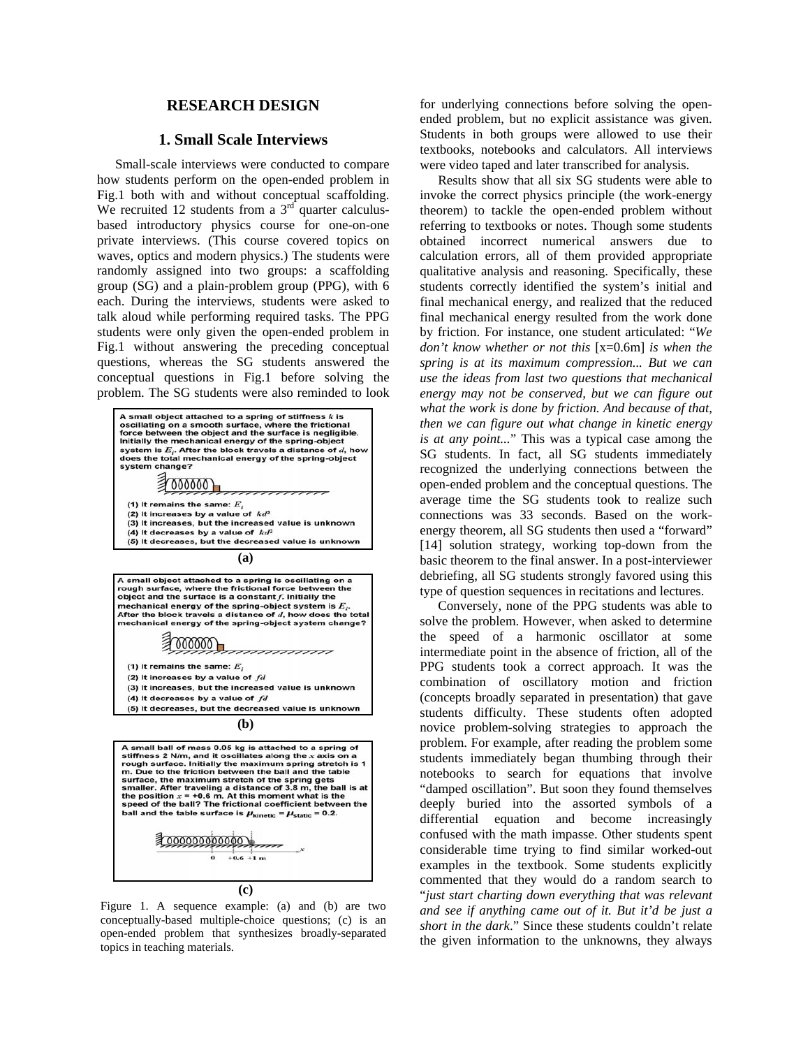## RESEARCH DESIGN

### 1. Small Scale Interviews

Small-scale interviews were conducted to compare how students perform on the open-ended problem in Fig.1 both with and without conceptual scaffolding. We recruited 12 students from a 3rd quarter calculus-based introductory physics course for one-on-one private interviews. (This course covered topics on waves, optics and modern physics.) The students were randomly assigned into two groups: a scaffolding group (SG) and a plain-problem group (PPG), with 6 each. During the interviews, students were asked to talk aloud while performing required tasks. The PPG students were only given the open-ended problem in Fig.1 without answering the preceding conceptual questions, whereas the SG students answered the conceptual questions in Fig.1 before solving the problem. The SG students were also reminded to look for underlying connections before solving the open-ended problem, but no explicit assistance was given. Students in both groups were allowed to use their textbooks, notebooks and calculators. All interviews were video taped and later transcribed for analysis.

A small object attached to a spring of stiffness $k$ is oscillating on a smooth surface, where the frictional force between the object and the surface is negligible. Initially the mechanical energy of the spring-object system is $E_i$. After the block travels a distance of $d$, how does the total mechanical energy of the spring-object system change?

(1) It remains the same: $E_i$
(2) It increases by a value of $kd^2$
(3) It increases, but the increased value is unknown
(4) It decreases by a value of $kd^2$
(5) It decreases, but the decreased value is unknown

**(a)**

A small object attached to a spring is oscillating on a rough surface, where the frictional force between the object and the surface is a constant $f$. Initially the mechanical energy of the spring-object system is $E_i$. After the block travels a distance of $d$, how does the total mechanical energy of the spring-object system change?

(1) It remains the same: $E_i$
(2) It increases by a value of $fd$
(3) It increases, but the increased value is unknown
(4) It decreases by a value of $fd$
(5) It decreases, but the decreased value is unknown

**(b)**

A small ball of mass 0.05 kg is attached to a spring of stiffness 2 N/m, and it oscillates along the $x$ axis on a rough surface. Initially the maximum spring stretch is 1 m. Due to the friction between the ball and the table surface, the maximum stretch of the spring gets smaller. After traveling a distance of 3.8 m, the ball is at the position $x$ = +0.6 m. At this moment what is the speed of the ball? The frictional coefficient between the ball and the table surface is $\mu_{kinetic} = \mu_{static} = 0.2$.

0   +0.6   +1 m   x

**(c)**

Figure 1. A sequence example: (a) and (b) are two conceptually-based multiple-choice questions; (c) is an open-ended problem that synthesizes broadly-separated topics in teaching materials.

Results show that all six SG students were able to invoke the correct physics principle (the work-energy theorem) to tackle the open-ended problem without referring to textbooks or notes. Though some students obtained incorrect numerical answers due to calculation errors, all of them provided appropriate qualitative analysis and reasoning. Specifically, these students correctly identified the system's initial and final mechanical energy, and realized that the reduced final mechanical energy resulted from the work done by friction. For instance, one student articulated: "*We don't know whether or not this* [x=0.6m] *is when the spring is at its maximum compression... But we can use the ideas from last two questions that mechanical energy may not be conserved, but we can figure out what the work is done by friction. And because of that, then we can figure out what change in kinetic energy is at any point...*" This was a typical case among the SG students. In fact, all SG students immediately recognized the underlying connections between the open-ended problem and the conceptual questions. The average time the SG students took to realize such connections was 33 seconds. Based on the work-energy theorem, all SG students then used a "forward" [14] solution strategy, working top-down from the basic theorem to the final answer. In a post-interviewer debriefing, all SG students strongly favored using this type of question sequences in recitations and lectures.

Conversely, none of the PPG students was able to solve the problem. However, when asked to determine the speed of a harmonic oscillator at some intermediate point in the absence of friction, all of the PPG students took a correct approach. It was the combination of oscillatory motion and friction (concepts broadly separated in presentation) that gave students difficulty. These students often adopted novice problem-solving strategies to approach the problem. For example, after reading the problem some students immediately began thumbing through their notebooks to search for equations that involve "damped oscillation". But soon they found themselves deeply buried into the assorted symbols of a differential equation and become increasingly confused with the math impasse. Other students spent considerable time trying to find similar worked-out examples in the textbook. Some students explicitly commented that they would do a random search to "*just start charting down everything that was relevant and see if anything came out of it. But it'd be just a short in the dark.*" Since these students couldn't relate the given information to the unknowns, they always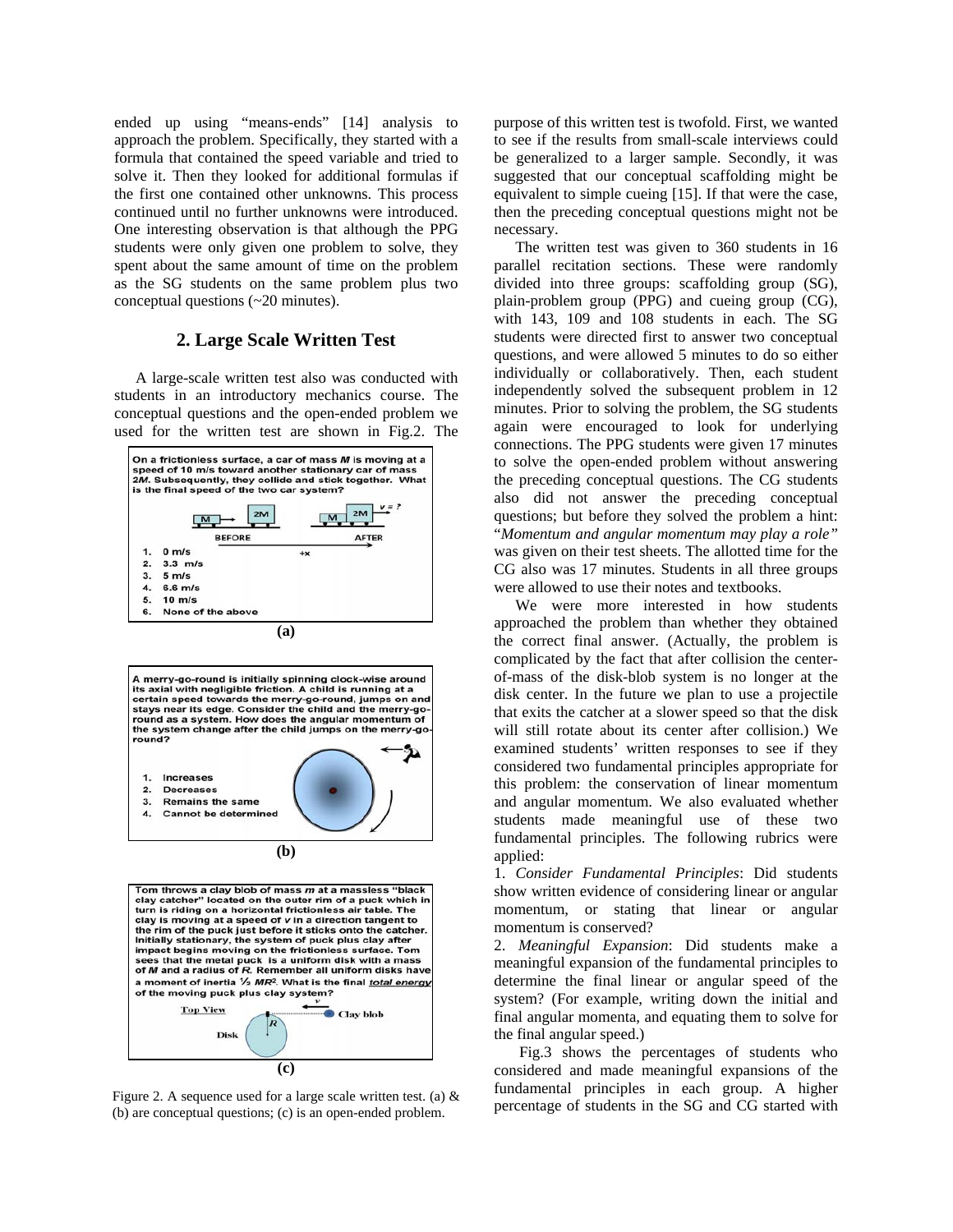ended up using "means-ends" [14] analysis to approach the problem. Specifically, they started with a formula that contained the speed variable and tried to solve it. Then they looked for additional formulas if the first one contained other unknowns. This process continued until no further unknowns were introduced. One interesting observation is that although the PPG students were only given one problem to solve, they spent about the same amount of time on the problem as the SG students on the same problem plus two conceptual questions (~20 minutes).

## 2. Large Scale Written Test

A large-scale written test also was conducted with students in an introductory mechanics course. The conceptual questions and the open-ended problem we used for the written test are shown in Fig.2. The

On a frictionless surface, a car of mass $M$ is moving at a speed of 10 m/s toward another stationary car of mass $2M$. Subsequently, they collide and stick together. What is the final speed of the two car system?

M 2M M 2M $v$ = ?

BEFORE AFTER

+x

1. 0 m/s
2. 3.3 m/s
3. 5 m/s
4. 6.6 m/s
5. 10 m/s
6. None of the above

**(a)**

A merry-go-round is initially spinning clock-wise around its axial with negligible friction. A child is running at a certain speed towards the merry-go-round, jumps on and stays near its edge. Consider the child and the merry-go-round as a system. How does the angular momentum of the system change after the child jumps on the merry-go-round?

1. Increases
2. Decreases
3. Remains the same
4. Cannot be determined

**(b)**

Tom throws a clay blob of mass $m$ at a massless "black clay catcher" located on the outer rim of a puck which in turn is riding on a horizontal frictionless air table. The clay is moving at a speed of $v$ in a direction tangent to the rim of the puck just before it sticks onto the catcher. Initially stationary, the system of puck plus clay after impact begins moving on the frictionless surface. Tom sees that the metal puck is a uniform disk with a mass of $M$ and a radius of $R$. Remember all uniform disks have a moment of inertia $\frac{1}{2}MR^2$. What is the final ***total energy*** of the moving puck plus clay system?

Top View $v$ Clay blob

$R$

Disk

**(c)**

Figure 2. A sequence used for a large scale written test. (a) & (b) are conceptual questions; (c) is an open-ended problem.

purpose of this written test is twofold. First, we wanted to see if the results from small-scale interviews could be generalized to a larger sample. Secondly, it was suggested that our conceptual scaffolding might be equivalent to simple cueing [15]. If that were the case, then the preceding conceptual questions might not be necessary.

The written test was given to 360 students in 16 parallel recitation sections. These were randomly divided into three groups: scaffolding group (SG), plain-problem group (PPG) and cueing group (CG), with 143, 109 and 108 students in each. The SG students were directed first to answer two conceptual questions, and were allowed 5 minutes to do so either individually or collaboratively. Then, each student independently solved the subsequent problem in 12 minutes. Prior to solving the problem, the SG students again were encouraged to look for underlying connections. The PPG students were given 17 minutes to solve the open-ended problem without answering the preceding conceptual questions. The CG students also did not answer the preceding conceptual questions; but before they solved the problem a hint: "*Momentum and angular momentum may play a role"* was given on their test sheets. The allotted time for the CG also was 17 minutes. Students in all three groups were allowed to use their notes and textbooks.

We were more interested in how students approached the problem than whether they obtained the correct final answer. (Actually, the problem is complicated by the fact that after collision the center-of-mass of the disk-blob system is no longer at the disk center. In the future we plan to use a projectile that exits the catcher at a slower speed so that the disk will still rotate about its center after collision.) We examined students' written responses to see if they considered two fundamental principles appropriate for this problem: the conservation of linear momentum and angular momentum. We also evaluated whether students made meaningful use of these two fundamental principles. The following rubrics were applied:

1. *Consider Fundamental Principles*: Did students show written evidence of considering linear or angular momentum, or stating that linear or angular momentum is conserved?
2. *Meaningful Expansion*: Did students make a meaningful expansion of the fundamental principles to determine the final linear or angular speed of the system? (For example, writing down the initial and final angular momenta, and equating them to solve for the final angular speed.)

Fig.3 shows the percentages of students who considered and made meaningful expansions of the fundamental principles in each group. A higher percentage of students in the SG and CG started with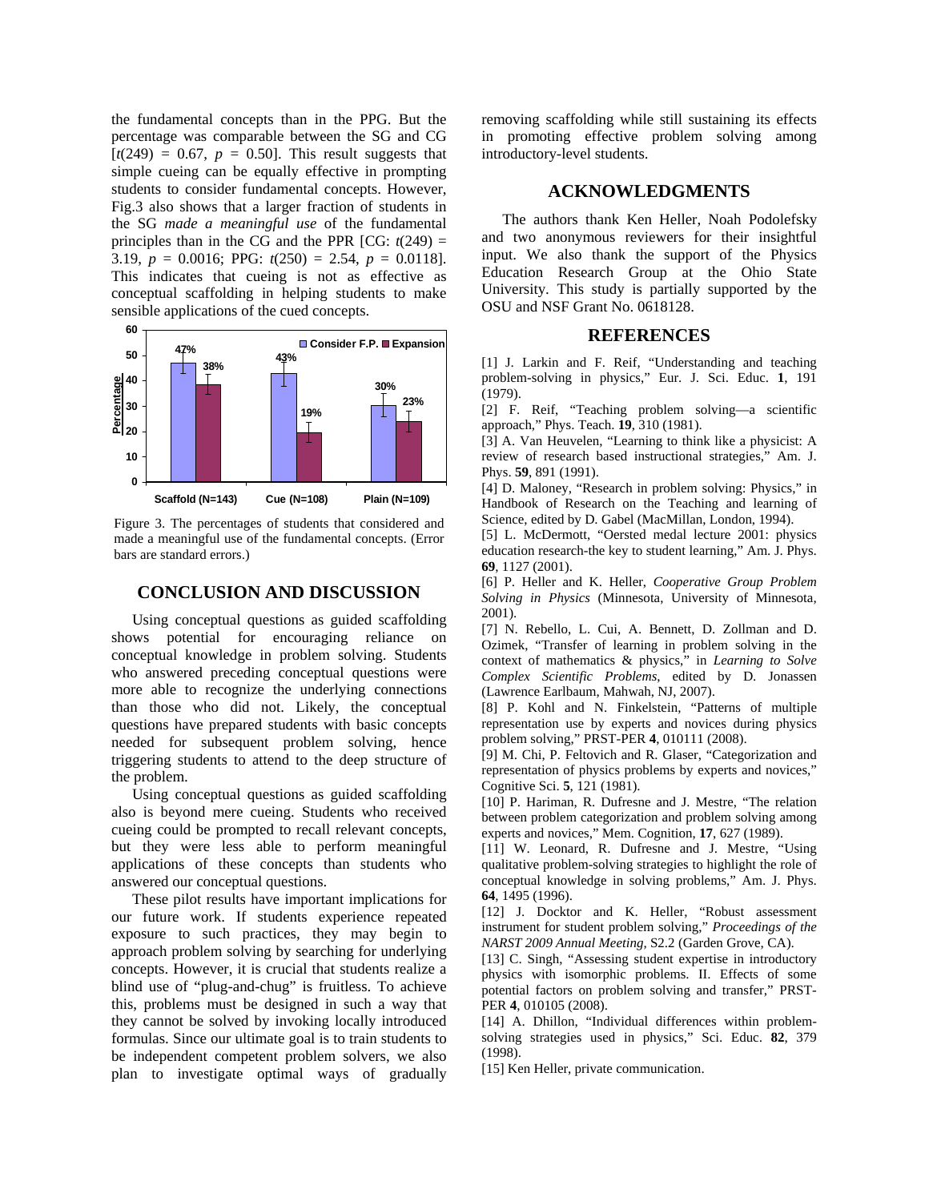the fundamental concepts than in the PPG. But the percentage was comparable between the SG and CG [$t(249) = 0.67$, $p = 0.50$]. This result suggests that simple cueing can be equally effective in prompting students to consider fundamental concepts. However, Fig.3 also shows that a larger fraction of students in the SG *made a meaningful use* of the fundamental principles than in the CG and the PPR [CG: $t(249) = 3.19$, $p = 0.0016$; PPG: $t(250) = 2.54$, $p = 0.0118$]. This indicates that cueing is not as effective as conceptual scaffolding in helping students to make sensible applications of the cued concepts.

60
50
40
30
20
10
0
Percentage
Consider F.P.
Expansion
47%
38%
43%
19%
30%
23%
Scaffold (N=143)
Cue (N=108)
Plain (N=109)

Figure 3. The percentages of students that considered and made a meaningful use of the fundamental concepts. (Error bars are standard errors.)

## CONCLUSION AND DISCUSSION

Using conceptual questions as guided scaffolding shows potential for encouraging reliance on conceptual knowledge in problem solving. Students who answered preceding conceptual questions were more able to recognize the underlying connections than those who did not. Likely, the conceptual questions have prepared students with basic concepts needed for subsequent problem solving, hence triggering students to attend to the deep structure of the problem.

Using conceptual questions as guided scaffolding also is beyond mere cueing. Students who received cueing could be prompted to recall relevant concepts, but they were less able to perform meaningful applications of these concepts than students who answered our conceptual questions.

These pilot results have important implications for our future work. If students experience repeated exposure to such practices, they may begin to approach problem solving by searching for underlying concepts. However, it is crucial that students realize a blind use of "plug-and-chug" is fruitless. To achieve this, problems must be designed in such a way that they cannot be solved by invoking locally introduced formulas. Since our ultimate goal is to train students to be independent competent problem solvers, we also plan to investigate optimal ways of gradually removing scaffolding while still sustaining its effects in promoting effective problem solving among introductory-level students.

## ACKNOWLEDGMENTS

The authors thank Ken Heller, Noah Podolefsky and two anonymous reviewers for their insightful input. We also thank the support of the Physics Education Research Group at the Ohio State University. This study is partially supported by the OSU and NSF Grant No. 0618128.

## REFERENCES

[1] J. Larkin and F. Reif, "Understanding and teaching problem-solving in physics," Eur. J. Sci. Educ. **1**, 191 (1979).

[2] F. Reif, "Teaching problem solving—a scientific approach," Phys. Teach. **19**, 310 (1981).

[3] A. Van Heuvelen, "Learning to think like a physicist: A review of research based instructional strategies," Am. J. Phys. **59**, 891 (1991).

[4] D. Maloney, "Research in problem solving: Physics," in Handbook of Research on the Teaching and learning of Science, edited by D. Gabel (MacMillan, London, 1994).

[5] L. McDermott, "Oersted medal lecture 2001: physics education research-the key to student learning," Am. J. Phys. **69**, 1127 (2001).

[6] P. Heller and K. Heller, *Cooperative Group Problem Solving in Physics* (Minnesota, University of Minnesota, 2001).

[7] N. Rebello, L. Cui, A. Bennett, D. Zollman and D. Ozimek, "Transfer of learning in problem solving in the context of mathematics & physics," in *Learning to Solve Complex Scientific Problems*, edited by D. Jonassen (Lawrence Earlbaum, Mahwah, NJ, 2007).

[8] P. Kohl and N. Finkelstein, "Patterns of multiple representation use by experts and novices during physics problem solving," PRST-PER **4**, 010111 (2008).

[9] M. Chi, P. Feltovich and R. Glaser, "Categorization and representation of physics problems by experts and novices," Cognitive Sci. **5**, 121 (1981).

[10] P. Hariman, R. Dufresne and J. Mestre, "The relation between problem categorization and problem solving among experts and novices," Mem. Cognition, **17**, 627 (1989).

[11] W. Leonard, R. Dufresne and J. Mestre, "Using qualitative problem-solving strategies to highlight the role of conceptual knowledge in solving problems," Am. J. Phys. **64**, 1495 (1996).

[12] J. Docktor and K. Heller, "Robust assessment instrument for student problem solving," *Proceedings of the NARST 2009 Annual Meeting*, S2.2 (Garden Grove, CA).

[13] C. Singh, "Assessing student expertise in introductory physics with isomorphic problems. II. Effects of some potential factors on problem solving and transfer," PRST-PER **4**, 010105 (2008).

[14] A. Dhillon, "Individual differences within problem-solving strategies used in physics," Sci. Educ. **82**, 379 (1998).

[15] Ken Heller, private communication.